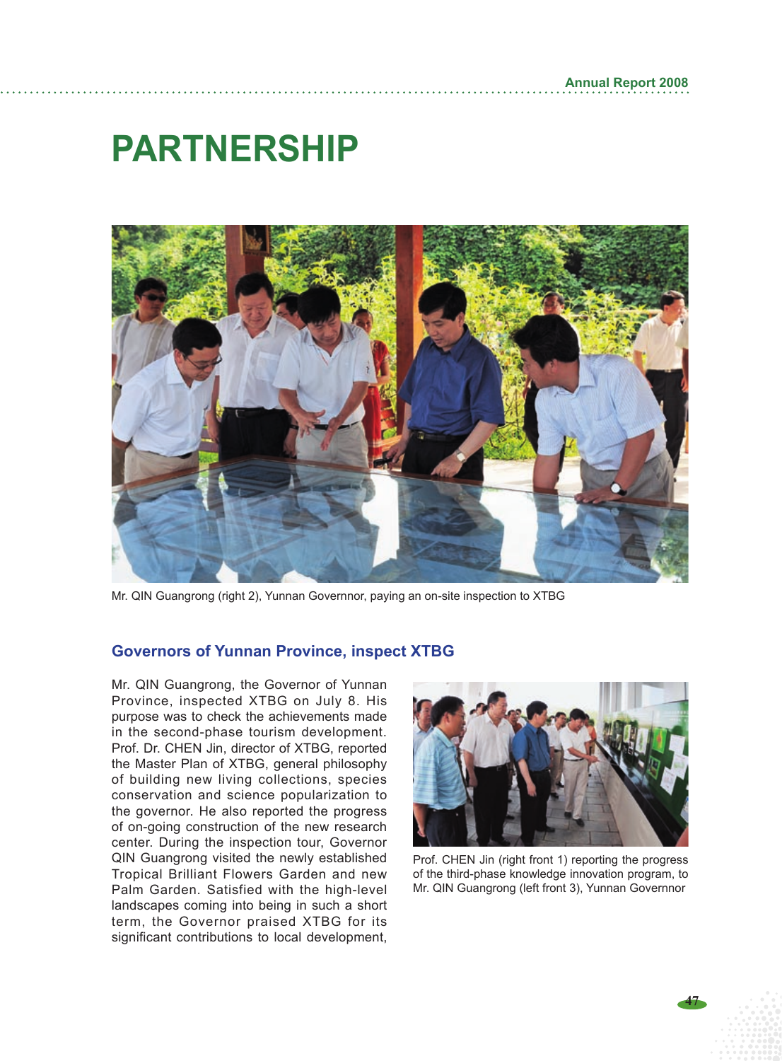# PARTNERSHIP

Mr. QIN Guangrong (right 2), Yunnan Governnor, paying an on-site inspection to XTBG

## Governors of Yunnan Province, inspect XTBG

Mr. QIN Guangrong, the Governor of Yunnan Province, inspected XTBG on July 8. His purpose was to check the achievements made in the second-phase tourism development. Prof. Dr. CHEN Jin, director of XTBG, reported the Master Plan of XTBG, general philosophy of building new living collections, species conservation and science popularization to the governor. He also reported the progress of on-going construction of the new research center. During the inspection tour, Governor QIN Guangrong visited the newly established Tropical Brilliant Flowers Garden and new Palm Garden. Satisfied with the high-level landscapes coming into being in such a short term, the Governor praised XTBG for its significant contributions to local development,

Prof. CHEN Jin (right front 1) reporting the progress of the third-phase knowledge innovation program, to Mr. QIN Guangrong (left front 3), Yunnan Governnor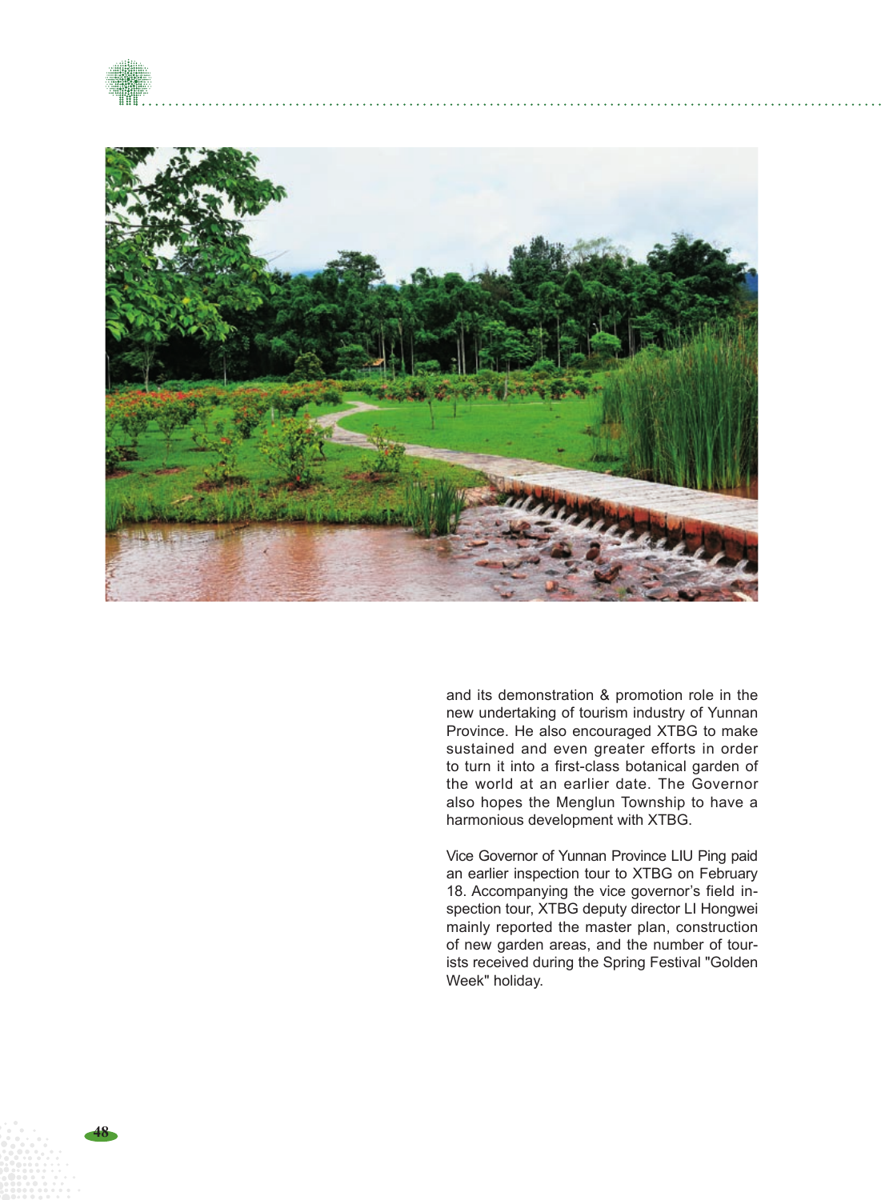and its demonstration & promotion role in the new undertaking of tourism industry of Yunnan Province. He also encouraged XTBG to make sustained and even greater efforts in order to turn it into a first-class botanical garden of the world at an earlier date. The Governor also hopes the Menglun Township to have a harmonious development with XTBG.

Vice Governor of Yunnan Province LIU Ping paid an earlier inspection tour to XTBG on February 18. Accompanying the vice governor's field inspection tour, XTBG deputy director LI Hongwei mainly reported the master plan, construction of new garden areas, and the number of tourists received during the Spring Festival "Golden Week" holiday.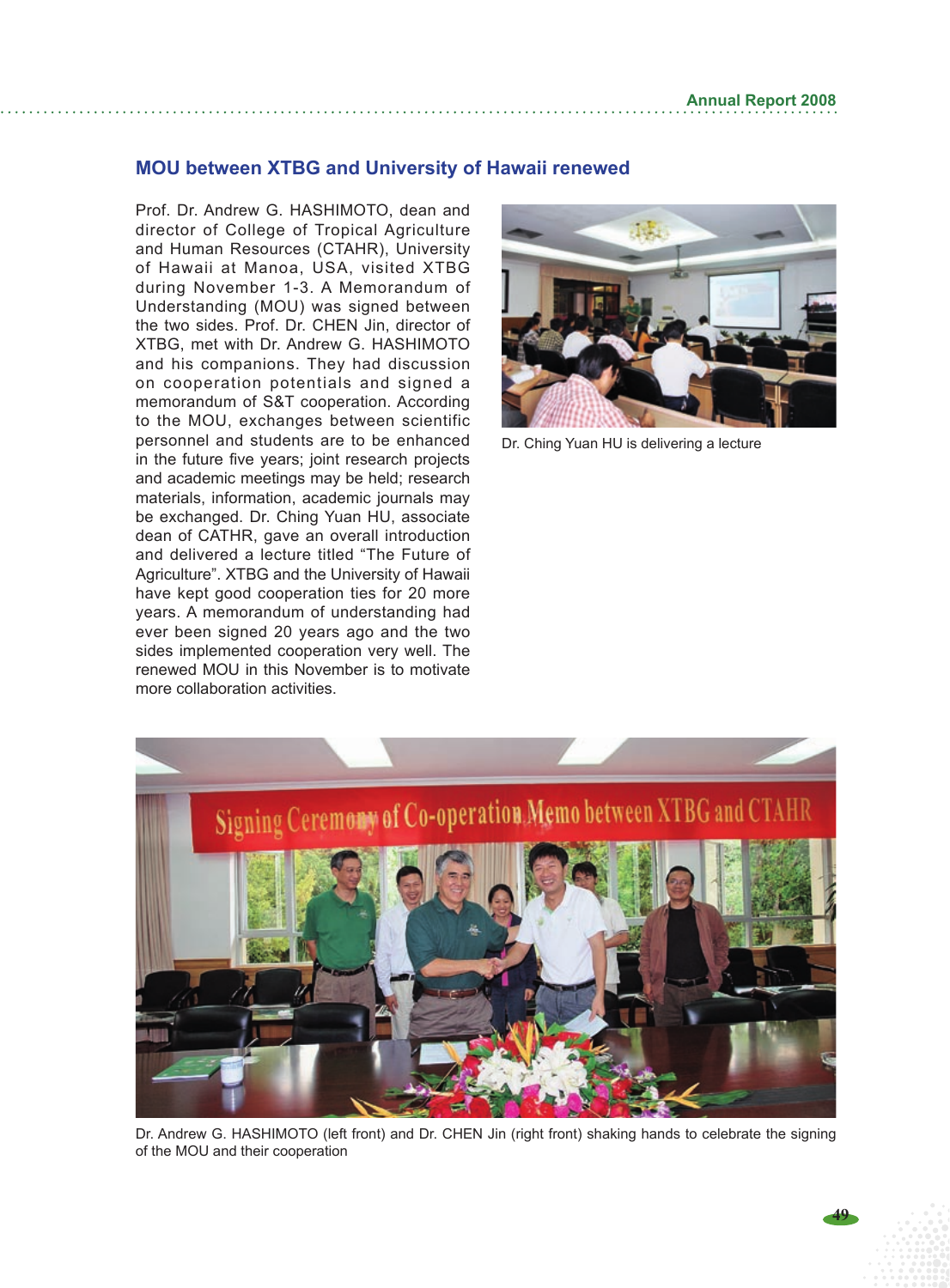## MOU between XTBG and University of Hawaii renewed

Prof. Dr. Andrew G. HASHIMOTO, dean and director of College of Tropical Agriculture and Human Resources (CTAHR), University of Hawaii at Manoa, USA, visited XTBG during November 1-3. A Memorandum of Understanding (MOU) was signed between the two sides. Prof. Dr. CHEN Jin, director of XTBG, met with Dr. Andrew G. HASHIMOTO and his companions. They had discussion on cooperation potentials and signed a memorandum of S&T cooperation. According to the MOU, exchanges between scientific personnel and students are to be enhanced in the future five years; joint research projects and academic meetings may be held; research materials, information, academic journals may be exchanged. Dr. Ching Yuan HU, associate dean of CATHR, gave an overall introduction and delivered a lecture titled "The Future of Agriculture". XTBG and the University of Hawaii have kept good cooperation ties for 20 more years. A memorandum of understanding had ever been signed 20 years ago and the two sides implemented cooperation very well. The renewed MOU in this November is to motivate more collaboration activities.

Dr. Ching Yuan HU is delivering a lecture

Dr. Andrew G. HASHIMOTO (left front) and Dr. CHEN Jin (right front) shaking hands to celebrate the signing of the MOU and their cooperation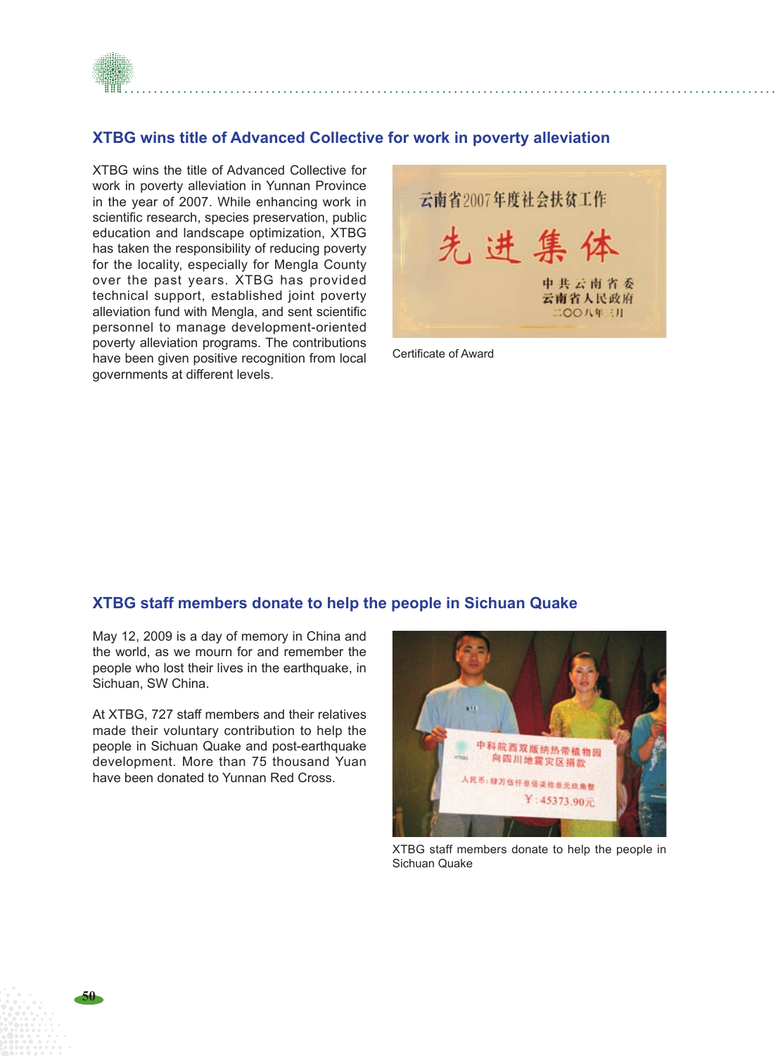## XTBG wins title of Advanced Collective for work in poverty alleviation

XTBG wins the title of Advanced Collective for work in poverty alleviation in Yunnan Province in the year of 2007. While enhancing work in scientific research, species preservation, public education and landscape optimization, XTBG has taken the responsibility of reducing poverty for the locality, especially for Mengla County over the past years. XTBG has provided technical support, established joint poverty alleviation fund with Mengla, and sent scientific personnel to manage development-oriented poverty alleviation programs. The contributions have been given positive recognition from local governments at different levels.

Certificate of Award

## XTBG staff members donate to help the people in Sichuan Quake

May 12, 2009 is a day of memory in China and the world, as we mourn for and remember the people who lost their lives in the earthquake, in Sichuan, SW China.

At XTBG, 727 staff members and their relatives made their voluntary contribution to help the people in Sichuan Quake and post-earthquake development. More than 75 thousand Yuan have been donated to Yunnan Red Cross.

XTBG staff members donate to help the people in Sichuan Quake